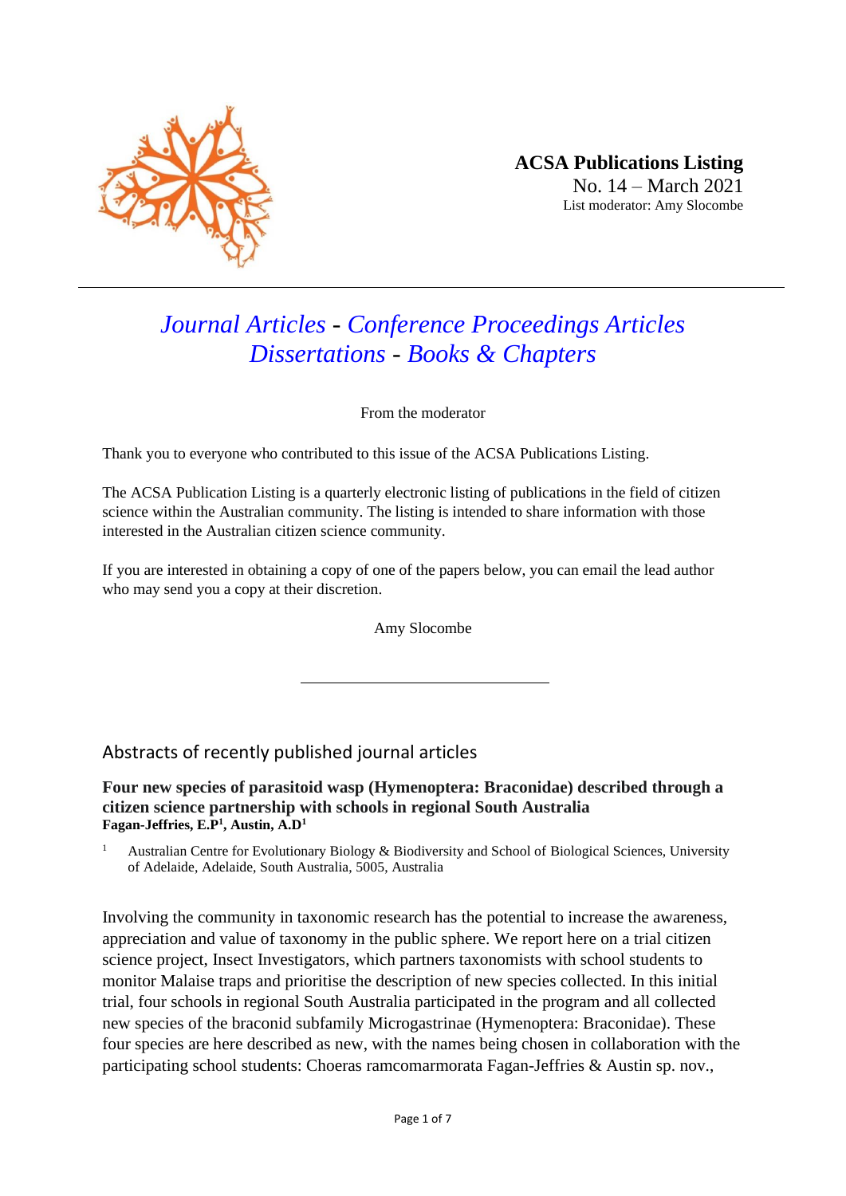**ACSA Publications Listing**
No. 14 – March 2021
List moderator: Amy Slocombe

---

# *Journal Articles* - *Conference Proceedings Articles* *Dissertations* - *Books & Chapters*

From the moderator

Thank you to everyone who contributed to this issue of the ACSA Publications Listing.

The ACSA Publication Listing is a quarterly electronic listing of publications in the field of citizen science within the Australian community. The listing is intended to share information with those interested in the Australian citizen science community.

If you are interested in obtaining a copy of one of the papers below, you can email the lead author who may send you a copy at their discretion.

Amy Slocombe

---

## Abstracts of recently published journal articles

### Four new species of parasitoid wasp (Hymenoptera: Braconidae) described through a citizen science partnership with schools in regional South Australia

**Fagan-Jeffries, E.P[1], Austin, A.D[1]**

[1] Australian Centre for Evolutionary Biology & Biodiversity and School of Biological Sciences, University of Adelaide, Adelaide, South Australia, 5005, Australia

Involving the community in taxonomic research has the potential to increase the awareness, appreciation and value of taxonomy in the public sphere. We report here on a trial citizen science project, Insect Investigators, which partners taxonomists with school students to monitor Malaise traps and prioritise the description of new species collected. In this initial trial, four schools in regional South Australia participated in the program and all collected new species of the braconid subfamily Microgastrinae (Hymenoptera: Braconidae). These four species are here described as new, with the names being chosen in collaboration with the participating school students: Choeras ramcomarmorata Fagan-Jeffries & Austin sp. nov.,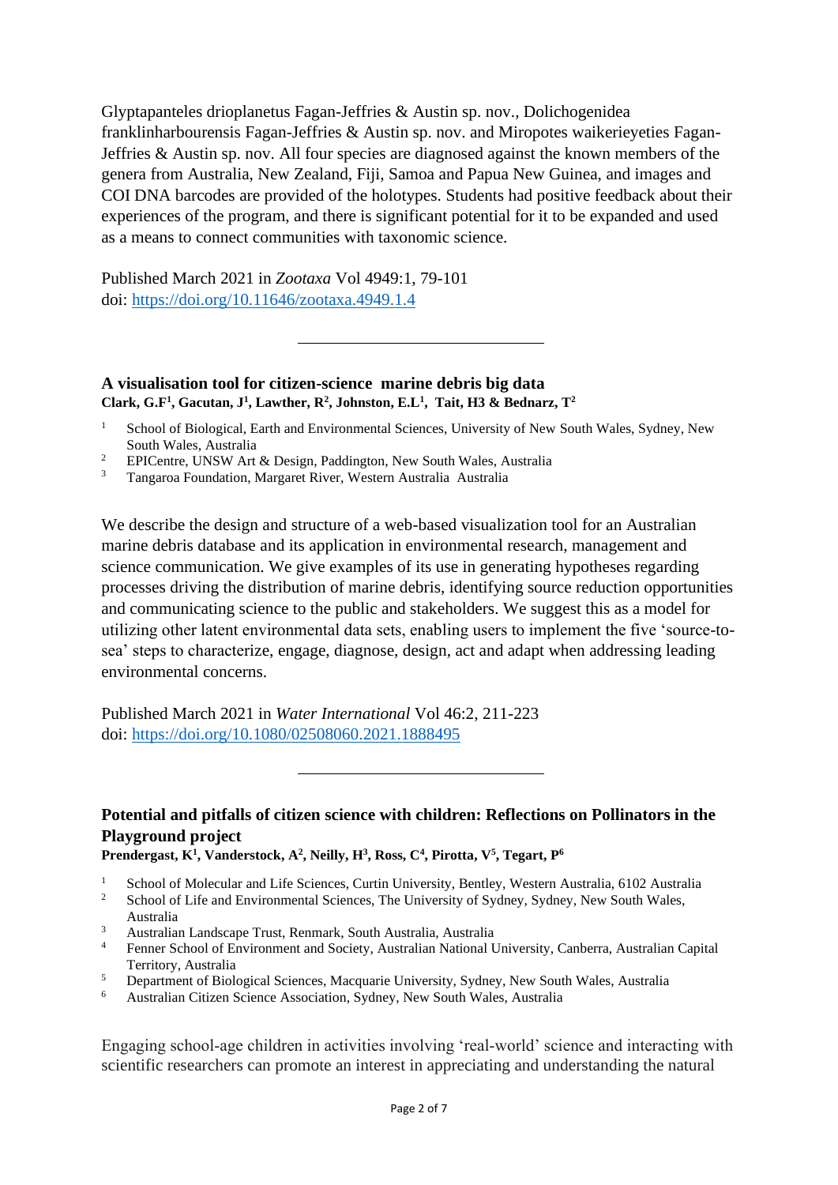Glyptapanteles drioplanetus Fagan-Jeffries & Austin sp. nov., Dolichogenidea franklinharbourensis Fagan-Jeffries & Austin sp. nov. and Miropotes waikerieyetis Fagan-Jeffries & Austin sp. nov. All four species are diagnosed against the known members of the genera from Australia, New Zealand, Fiji, Samoa and Papua New Guinea, and images and COI DNA barcodes are provided of the holotypes. Students had positive feedback about their experiences of the program, and there is significant potential for it to be expanded and used as a means to connect communities with taxonomic science.

Published March 2021 in *Zootaxa* Vol 4949:1, 79-101
doi: https://doi.org/10.11646/zootaxa.4949.1.4

---

### A visualisation tool for citizen-science marine debris big data

**Clark, G.F[1], Gacutan, J[1], Lawther, R[2], Johnston, E.L[1], Tait, H3 & Bednarz, T[2]**

[1] School of Biological, Earth and Environmental Sciences, University of New South Wales, Sydney, New South Wales, Australia
[2] EPICentre, UNSW Art & Design, Paddington, New South Wales, Australia
[3] Tangaroa Foundation, Margaret River, Western Australia Australia

We describe the design and structure of a web-based visualization tool for an Australian marine debris database and its application in environmental research, management and science communication. We give examples of its use in generating hypotheses regarding processes driving the distribution of marine debris, identifying source reduction opportunities and communicating science to the public and stakeholders. We suggest this as a model for utilizing other latent environmental data sets, enabling users to implement the five 'source-to-sea' steps to characterize, engage, diagnose, design, act and adapt when addressing leading environmental concerns.

Published March 2021 in *Water International* Vol 46:2, 211-223
doi: https://doi.org/10.1080/02508060.2021.1888495

---

### Potential and pitfalls of citizen science with children: Reflections on Pollinators in the Playground project

**Prendergast, K[1], Vanderstock, A[2], Neilly, H[3], Ross, C[4], Pirotta, V[5], Tegart, P[6]**

[1] School of Molecular and Life Sciences, Curtin University, Bentley, Western Australia, 6102 Australia
[2] School of Life and Environmental Sciences, The University of Sydney, Sydney, New South Wales, Australia
[3] Australian Landscape Trust, Renmark, South Australia, Australia
[4] Fenner School of Environment and Society, Australian National University, Canberra, Australian Capital Territory, Australia
[5] Department of Biological Sciences, Macquarie University, Sydney, New South Wales, Australia
[6] Australian Citizen Science Association, Sydney, New South Wales, Australia

Engaging school-age children in activities involving 'real-world' science and interacting with scientific researchers can promote an interest in appreciating and understanding the natural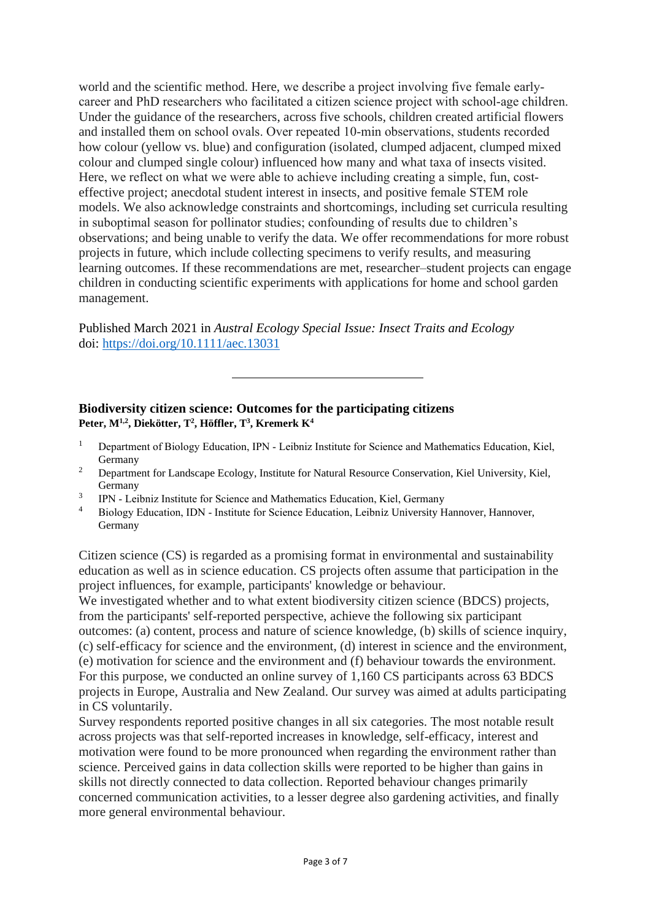world and the scientific method. Here, we describe a project involving five female early-career and PhD researchers who facilitated a citizen science project with school-age children. Under the guidance of the researchers, across five schools, children created artificial flowers and installed them on school ovals. Over repeated 10-min observations, students recorded how colour (yellow vs. blue) and configuration (isolated, clumped adjacent, clumped mixed colour and clumped single colour) influenced how many and what taxa of insects visited. Here, we reflect on what we were able to achieve including creating a simple, fun, cost-effective project; anecdotal student interest in insects, and positive female STEM role models. We also acknowledge constraints and shortcomings, including set curricula resulting in suboptimal season for pollinator studies; confounding of results due to children's observations; and being unable to verify the data. We offer recommendations for more robust projects in future, which include collecting specimens to verify results, and measuring learning outcomes. If these recommendations are met, researcher–student projects can engage children in conducting scientific experiments with applications for home and school garden management.

Published March 2021 in *Austral Ecology Special Issue: Insect Traits and Ecology*
doi: https://doi.org/10.1111/aec.13031

---

**Biodiversity citizen science: Outcomes for the participating citizens**
**Peter, M[1,2], Diekötter, T[2], Höffler, T[3], Kremerk K[4]**

[1] Department of Biology Education, IPN - Leibniz Institute for Science and Mathematics Education, Kiel, Germany
[2] Department for Landscape Ecology, Institute for Natural Resource Conservation, Kiel University, Kiel, Germany
[3] IPN - Leibniz Institute for Science and Mathematics Education, Kiel, Germany
[4] Biology Education, IDN - Institute for Science Education, Leibniz University Hannover, Hannover, Germany

Citizen science (CS) is regarded as a promising format in environmental and sustainability education as well as in science education. CS projects often assume that participation in the project influences, for example, participants' knowledge or behaviour.
We investigated whether and to what extent biodiversity citizen science (BDCS) projects, from the participants' self-reported perspective, achieve the following six participant outcomes: (a) content, process and nature of science knowledge, (b) skills of science inquiry, (c) self-efficacy for science and the environment, (d) interest in science and the environment, (e) motivation for science and the environment and (f) behaviour towards the environment. For this purpose, we conducted an online survey of 1,160 CS participants across 63 BDCS projects in Europe, Australia and New Zealand. Our survey was aimed at adults participating in CS voluntarily.
Survey respondents reported positive changes in all six categories. The most notable result across projects was that self-reported increases in knowledge, self-efficacy, interest and motivation were found to be more pronounced when regarding the environment rather than science. Perceived gains in data collection skills were reported to be higher than gains in skills not directly connected to data collection. Reported behaviour changes primarily concerned communication activities, to a lesser degree also gardening activities, and finally more general environmental behaviour.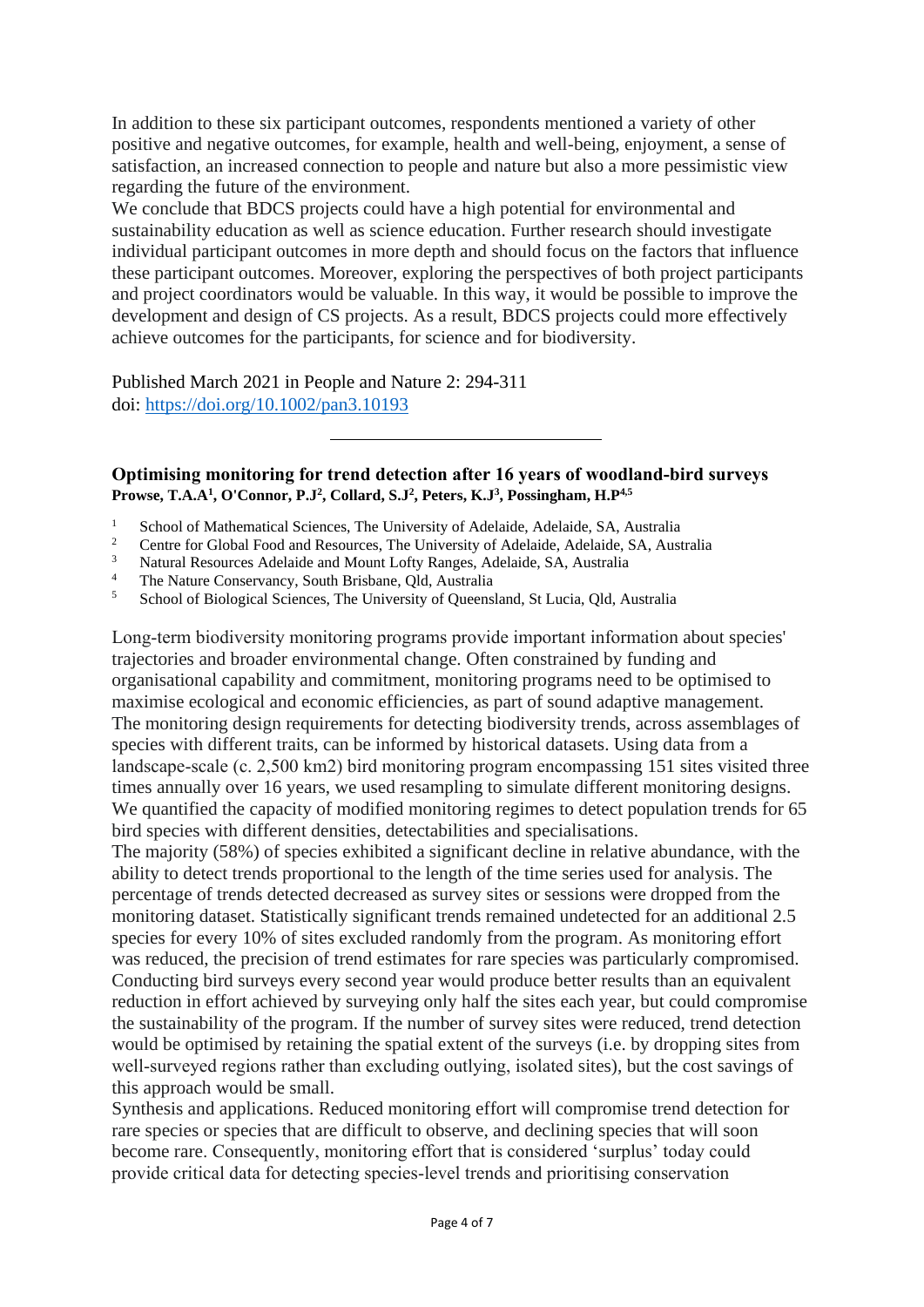In addition to these six participant outcomes, respondents mentioned a variety of other positive and negative outcomes, for example, health and well-being, enjoyment, a sense of satisfaction, an increased connection to people and nature but also a more pessimistic view regarding the future of the environment.

We conclude that BDCS projects could have a high potential for environmental and sustainability education as well as science education. Further research should investigate individual participant outcomes in more depth and should focus on the factors that influence these participant outcomes. Moreover, exploring the perspectives of both project participants and project coordinators would be valuable. In this way, it would be possible to improve the development and design of CS projects. As a result, BDCS projects could more effectively achieve outcomes for the participants, for science and for biodiversity.

Published March 2021 in People and Nature 2: 294-311
doi: https://doi.org/10.1002/pan3.10193

---

### Optimising monitoring for trend detection after 16 years of woodland-bird surveys

**Prowse, T.A.A[1], O'Connor, P.J[2], Collard, S.J[2], Peters, K.J[3], Possingham, H.P[4,5]**

[1] School of Mathematical Sciences, The University of Adelaide, Adelaide, SA, Australia
[2] Centre for Global Food and Resources, The University of Adelaide, Adelaide, SA, Australia
[3] Natural Resources Adelaide and Mount Lofty Ranges, Adelaide, SA, Australia
[4] The Nature Conservancy, South Brisbane, Qld, Australia
[5] School of Biological Sciences, The University of Queensland, St Lucia, Qld, Australia

Long-term biodiversity monitoring programs provide important information about species' trajectories and broader environmental change. Often constrained by funding and organisational capability and commitment, monitoring programs need to be optimised to maximise ecological and economic efficiencies, as part of sound adaptive management.

The monitoring design requirements for detecting biodiversity trends, across assemblages of species with different traits, can be informed by historical datasets. Using data from a landscape-scale (c. 2,500 km2) bird monitoring program encompassing 151 sites visited three times annually over 16 years, we used resampling to simulate different monitoring designs. We quantified the capacity of modified monitoring regimes to detect population trends for 65 bird species with different densities, detectabilities and specialisations.

The majority (58%) of species exhibited a significant decline in relative abundance, with the ability to detect trends proportional to the length of the time series used for analysis. The percentage of trends detected decreased as survey sites or sessions were dropped from the monitoring dataset. Statistically significant trends remained undetected for an additional 2.5 species for every 10% of sites excluded randomly from the program. As monitoring effort was reduced, the precision of trend estimates for rare species was particularly compromised. Conducting bird surveys every second year would produce better results than an equivalent reduction in effort achieved by surveying only half the sites each year, but could compromise the sustainability of the program. If the number of survey sites were reduced, trend detection would be optimised by retaining the spatial extent of the surveys (i.e. by dropping sites from well-surveyed regions rather than excluding outlying, isolated sites), but the cost savings of this approach would be small.

Synthesis and applications. Reduced monitoring effort will compromise trend detection for rare species or species that are difficult to observe, and declining species that will soon become rare. Consequently, monitoring effort that is considered 'surplus' today could provide critical data for detecting species-level trends and prioritising conservation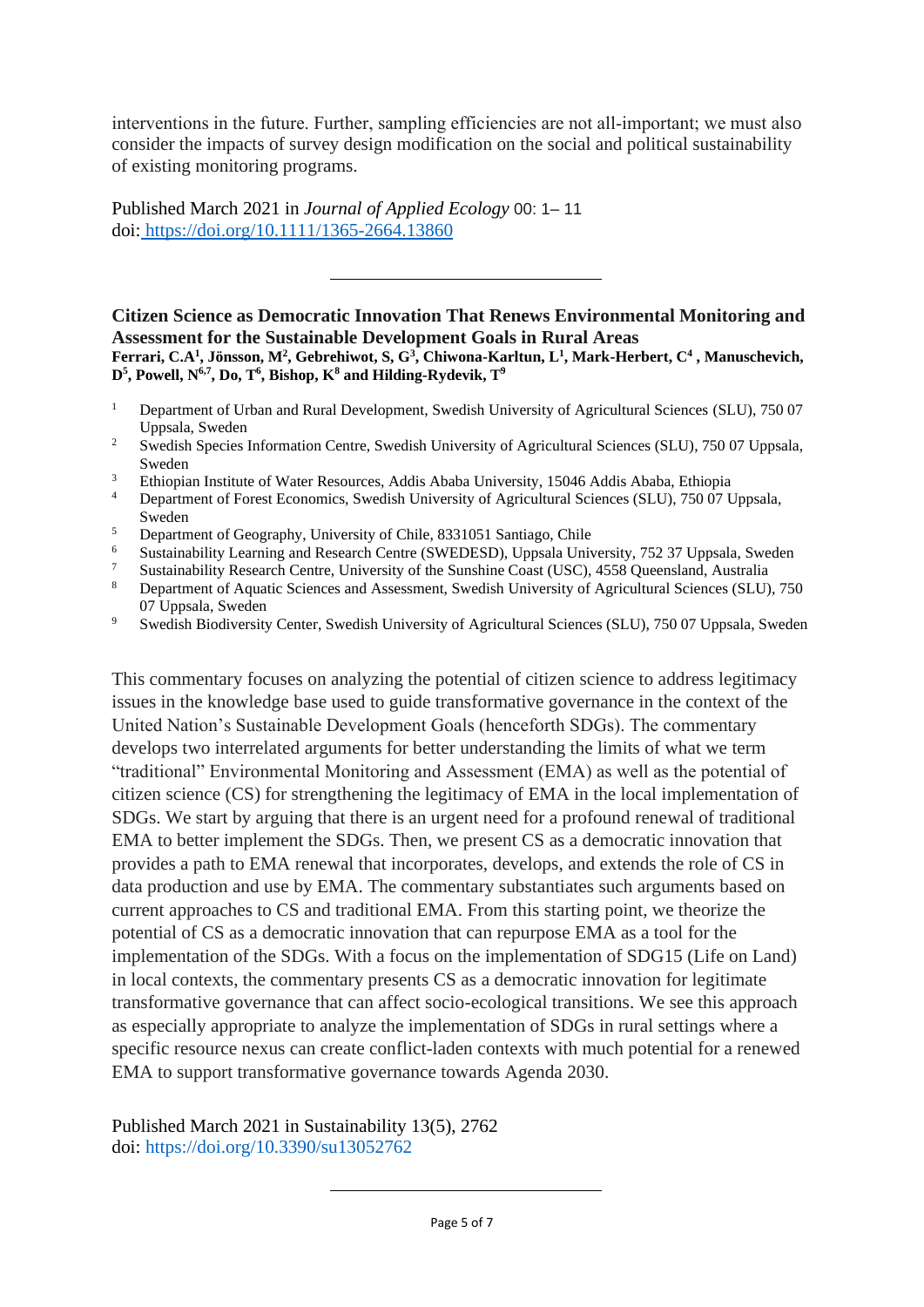interventions in the future. Further, sampling efficiencies are not all-important; we must also consider the impacts of survey design modification on the social and political sustainability of existing monitoring programs.

Published March 2021 in *Journal of Applied Ecology* 00: 1– 11
doi: https://doi.org/10.1111/1365-2664.13860

---

**Citizen Science as Democratic Innovation That Renews Environmental Monitoring and Assessment for the Sustainable Development Goals in Rural Areas**

**Ferrari, C.A[1], Jönsson, M[2], Gebrehiwot, S, G[3], Chiwona-Karltun, L[1], Mark-Herbert, C[4] , Manuschevich, D[5], Powell, N[6,7], Do, T[6], Bishop, K[8] and Hilding-Rydevik, T[9]**

1. Department of Urban and Rural Development, Swedish University of Agricultural Sciences (SLU), 750 07 Uppsala, Sweden
2. Swedish Species Information Centre, Swedish University of Agricultural Sciences (SLU), 750 07 Uppsala, Sweden
3. Ethiopian Institute of Water Resources, Addis Ababa University, 15046 Addis Ababa, Ethiopia
4. Department of Forest Economics, Swedish University of Agricultural Sciences (SLU), 750 07 Uppsala, Sweden
5. Department of Geography, University of Chile, 8331051 Santiago, Chile
6. Sustainability Learning and Research Centre (SWEDESD), Uppsala University, 752 37 Uppsala, Sweden
7. Sustainability Research Centre, University of the Sunshine Coast (USC), 4558 Queensland, Australia
8. Department of Aquatic Sciences and Assessment, Swedish University of Agricultural Sciences (SLU), 750 07 Uppsala, Sweden
9. Swedish Biodiversity Center, Swedish University of Agricultural Sciences (SLU), 750 07 Uppsala, Sweden

This commentary focuses on analyzing the potential of citizen science to address legitimacy issues in the knowledge base used to guide transformative governance in the context of the United Nation's Sustainable Development Goals (henceforth SDGs). The commentary develops two interrelated arguments for better understanding the limits of what we term "traditional" Environmental Monitoring and Assessment (EMA) as well as the potential of citizen science (CS) for strengthening the legitimacy of EMA in the local implementation of SDGs. We start by arguing that there is an urgent need for a profound renewal of traditional EMA to better implement the SDGs. Then, we present CS as a democratic innovation that provides a path to EMA renewal that incorporates, develops, and extends the role of CS in data production and use by EMA. The commentary substantiates such arguments based on current approaches to CS and traditional EMA. From this starting point, we theorize the potential of CS as a democratic innovation that can repurpose EMA as a tool for the implementation of the SDGs. With a focus on the implementation of SDG15 (Life on Land) in local contexts, the commentary presents CS as a democratic innovation for legitimate transformative governance that can affect socio-ecological transitions. We see this approach as especially appropriate to analyze the implementation of SDGs in rural settings where a specific resource nexus can create conflict-laden contexts with much potential for a renewed EMA to support transformative governance towards Agenda 2030.

Published March 2021 in Sustainability 13(5), 2762
doi: https://doi.org/10.3390/su13052762

---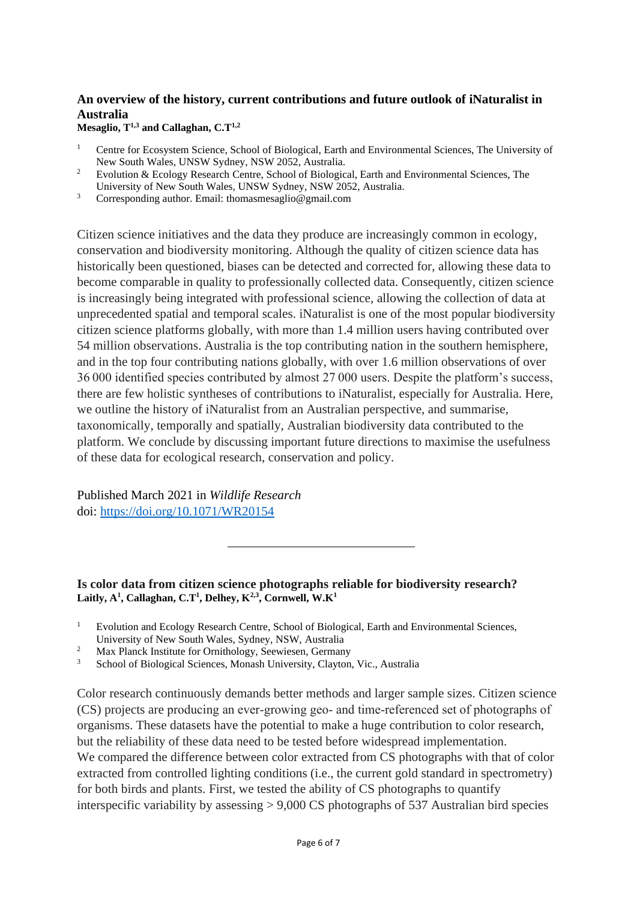### An overview of the history, current contributions and future outlook of iNaturalist in Australia

**Mesaglio, T[1,3] and Callaghan, C.T[1,2]**

[1] Centre for Ecosystem Science, School of Biological, Earth and Environmental Sciences, The University of New South Wales, UNSW Sydney, NSW 2052, Australia.
[2] Evolution & Ecology Research Centre, School of Biological, Earth and Environmental Sciences, The University of New South Wales, UNSW Sydney, NSW 2052, Australia.
[3] Corresponding author. Email: thomasmesaglio@gmail.com

Citizen science initiatives and the data they produce are increasingly common in ecology, conservation and biodiversity monitoring. Although the quality of citizen science data has historically been questioned, biases can be detected and corrected for, allowing these data to become comparable in quality to professionally collected data. Consequently, citizen science is increasingly being integrated with professional science, allowing the collection of data at unprecedented spatial and temporal scales. iNaturalist is one of the most popular biodiversity citizen science platforms globally, with more than 1.4 million users having contributed over 54 million observations. Australia is the top contributing nation in the southern hemisphere, and in the top four contributing nations globally, with over 1.6 million observations of over 36 000 identified species contributed by almost 27 000 users. Despite the platform's success, there are few holistic syntheses of contributions to iNaturalist, especially for Australia. Here, we outline the history of iNaturalist from an Australian perspective, and summarise, taxonomically, temporally and spatially, Australian biodiversity data contributed to the platform. We conclude by discussing important future directions to maximise the usefulness of these data for ecological research, conservation and policy.

Published March 2021 in *Wildlife Research*
doi: https://doi.org/10.1071/WR20154

---

### Is color data from citizen science photographs reliable for biodiversity research?

**Laitly, A[1], Callaghan, C.T[1], Delhey, K[2,3], Cornwell, W.K[1]**

[1] Evolution and Ecology Research Centre, School of Biological, Earth and Environmental Sciences, University of New South Wales, Sydney, NSW, Australia
[2] Max Planck Institute for Ornithology, Seewiesen, Germany
[3] School of Biological Sciences, Monash University, Clayton, Vic., Australia

Color research continuously demands better methods and larger sample sizes. Citizen science (CS) projects are producing an ever-growing geo- and time-referenced set of photographs of organisms. These datasets have the potential to make a huge contribution to color research, but the reliability of these data need to be tested before widespread implementation.
We compared the difference between color extracted from CS photographs with that of color extracted from controlled lighting conditions (i.e., the current gold standard in spectrometry) for both birds and plants. First, we tested the ability of CS photographs to quantify interspecific variability by assessing > 9,000 CS photographs of 537 Australian bird species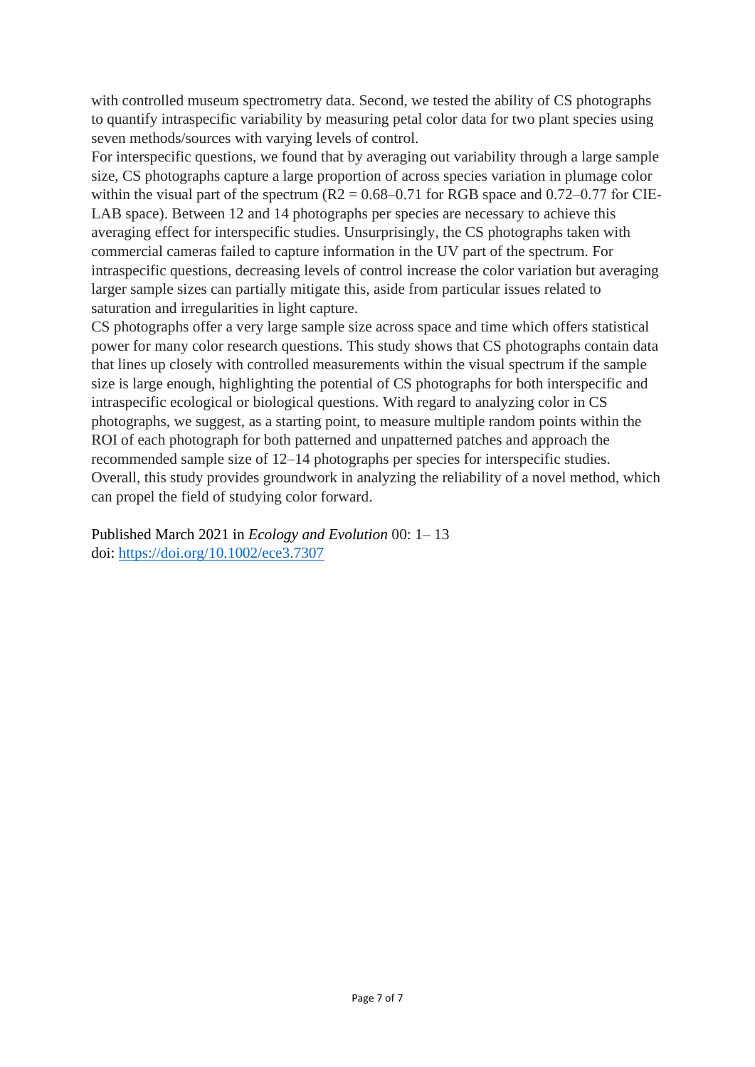with controlled museum spectrometry data. Second, we tested the ability of CS photographs to quantify intraspecific variability by measuring petal color data for two plant species using seven methods/sources with varying levels of control.

For interspecific questions, we found that by averaging out variability through a large sample size, CS photographs capture a large proportion of across species variation in plumage color within the visual part of the spectrum ($R2 = 0.68–0.71$ for RGB space and 0.72–0.77 for CIE-LAB space). Between 12 and 14 photographs per species are necessary to achieve this averaging effect for interspecific studies. Unsurprisingly, the CS photographs taken with commercial cameras failed to capture information in the UV part of the spectrum. For intraspecific questions, decreasing levels of control increase the color variation but averaging larger sample sizes can partially mitigate this, aside from particular issues related to saturation and irregularities in light capture.

CS photographs offer a very large sample size across space and time which offers statistical power for many color research questions. This study shows that CS photographs contain data that lines up closely with controlled measurements within the visual spectrum if the sample size is large enough, highlighting the potential of CS photographs for both interspecific and intraspecific ecological or biological questions. With regard to analyzing color in CS photographs, we suggest, as a starting point, to measure multiple random points within the ROI of each photograph for both patterned and unpatterned patches and approach the recommended sample size of 12–14 photographs per species for interspecific studies. Overall, this study provides groundwork in analyzing the reliability of a novel method, which can propel the field of studying color forward.

Published March 2021 in *Ecology and Evolution* 00: 1– 13
doi: [https://doi.org/10.1002/ece3.7307](https://doi.org/10.1002/ece3.7307)